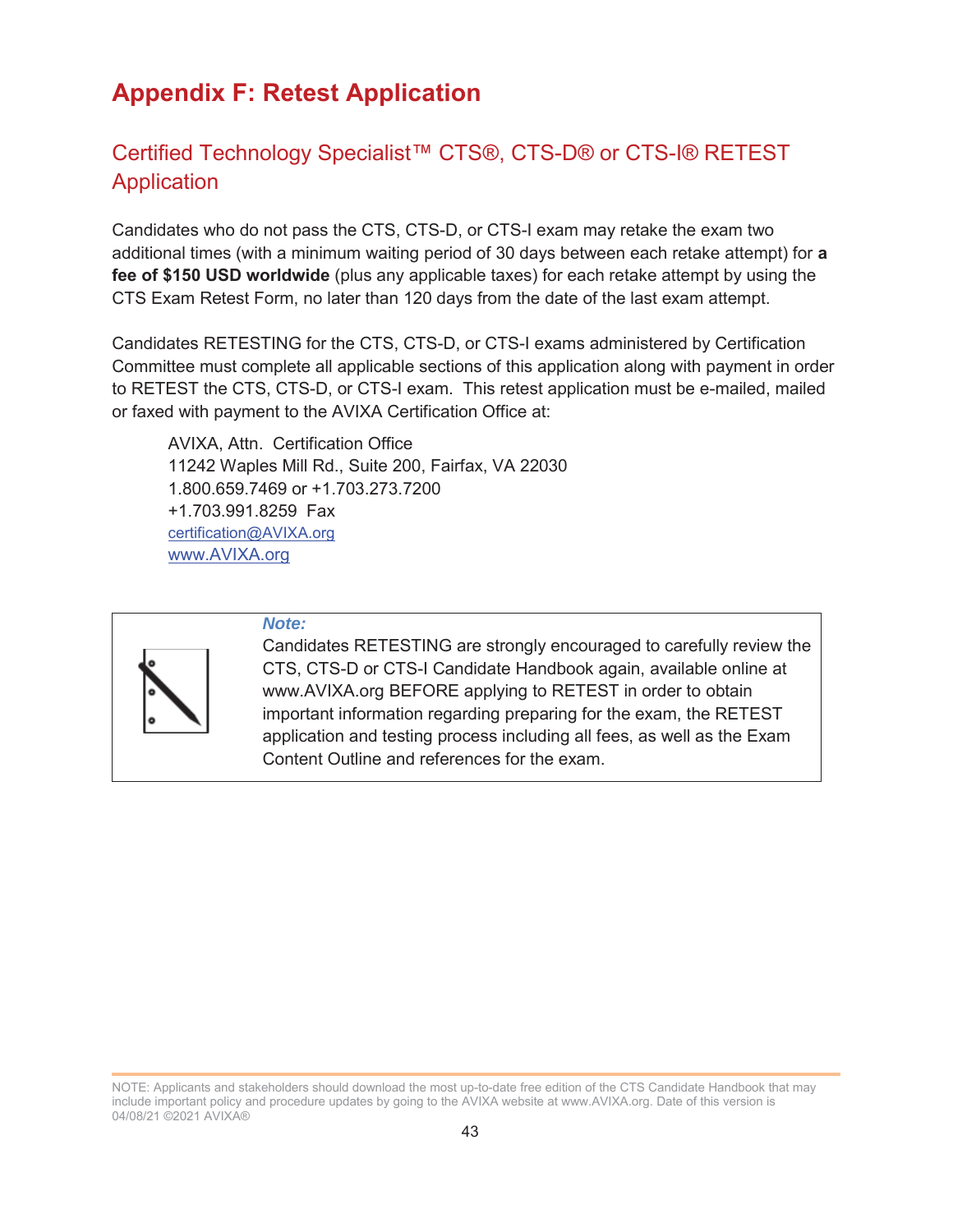# Appendix F: Retest Application

## Certified Technology Specialist™ CTS®, CTS-D® or CTS-I® RETEST Application

Candidates who do not pass the CTS, CTS-D, or CTS-I exam may retake the exam two additional times (with a minimum waiting period of 30 days between each retake attempt) for **a fee of $150 USD worldwide** (plus any applicable taxes) for each retake attempt by using the CTS Exam Retest Form, no later than 120 days from the date of the last exam attempt.

Candidates RETESTING for the CTS, CTS-D, or CTS-I exams administered by Certification Committee must complete all applicable sections of this application along with payment in order to RETEST the CTS, CTS-D, or CTS-I exam. This retest application must be e-mailed, mailed or faxed with payment to the AVIXA Certification Office at:

AVIXA, Attn. Certification Office
11242 Waples Mill Rd., Suite 200, Fairfax, VA 22030
1.800.659.7469 or +1.703.273.7200
+1.703.991.8259 Fax
certification@AVIXA.org
www.AVIXA.org

***Note:***
Candidates RETESTING are strongly encouraged to carefully review the CTS, CTS-D or CTS-I Candidate Handbook again, available online at www.AVIXA.org BEFORE applying to RETEST in order to obtain important information regarding preparing for the exam, the RETEST application and testing process including all fees, as well as the Exam Content Outline and references for the exam.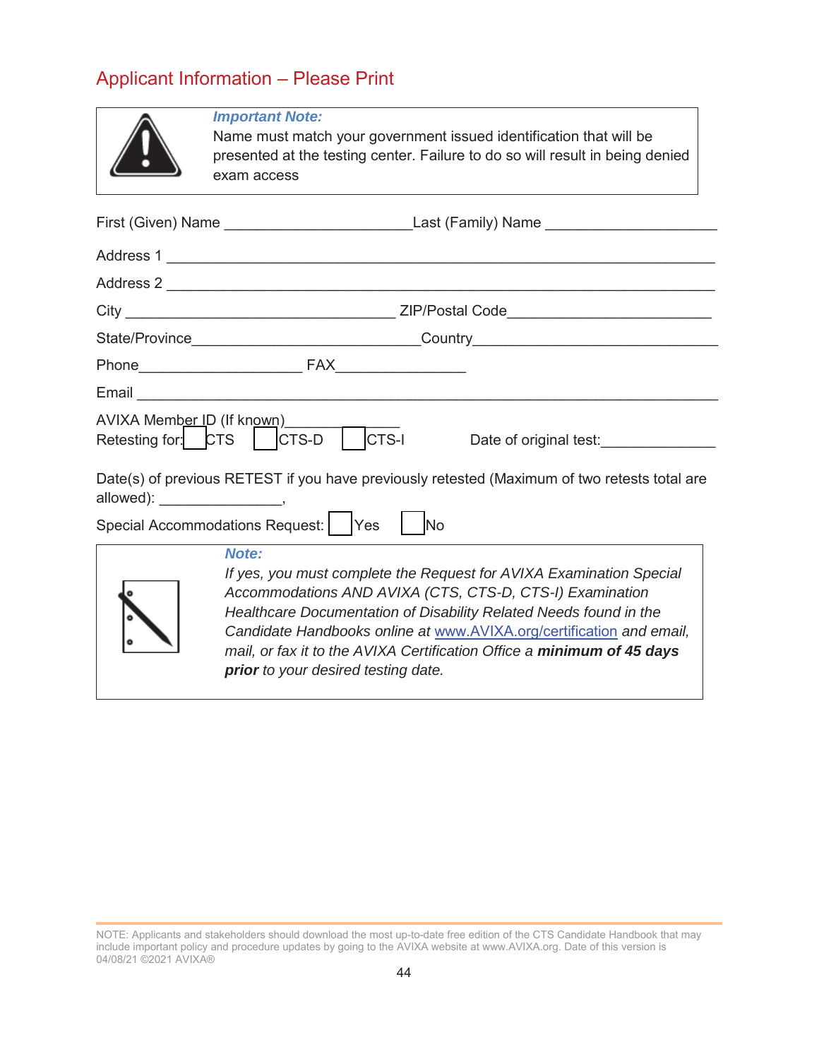## Applicant Information – Please Print

> ***Important Note:***
> Name must match your government issued identification that will be presented at the testing center. Failure to do so will result in being denied exam access

First (Given) Name ______________________ Last (Family) Name ____________________

Address 1 ________________________________________________________________

Address 2 ________________________________________________________________

City ________________________________ ZIP/Postal Code________________________

State/Province___________________________ Country______________________________

Phone____________________ FAX_______________

Email _____________________________________________________________________

AVIXA Member ID (If known)_______________

Retesting for: ☐ CTS ☐ CTS-D ☐ CTS-I Date of original test:______________

Date(s) of previous RETEST if you have previously retested (Maximum of two retests total are allowed): _______________,

Special Accommodations Request: ☐ Yes ☐ No

> ***Note:***
> *If yes, you must complete the Request for AVIXA Examination Special Accommodations AND AVIXA (CTS, CTS-D, CTS-I) Examination Healthcare Documentation of Disability Related Needs found in the Candidate Handbooks online at [www.AVIXA.org/certification](www.AVIXA.org/certification) and email, mail, or fax it to the AVIXA Certification Office a* ***minimum of 45 days prior*** *to your desired testing date.*

NOTE: Applicants and stakeholders should download the most up-to-date free edition of the CTS Candidate Handbook that may include important policy and procedure updates by going to the AVIXA website at www.AVIXA.org. Date of this version is 04/08/21 ©2021 AVIXA®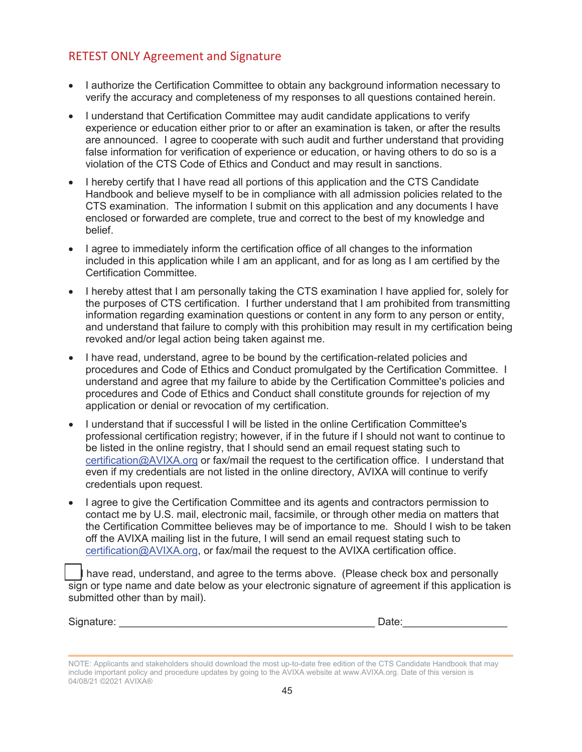## RETEST ONLY Agreement and Signature

- I authorize the Certification Committee to obtain any background information necessary to verify the accuracy and completeness of my responses to all questions contained herein.
- I understand that Certification Committee may audit candidate applications to verify experience or education either prior to or after an examination is taken, or after the results are announced. I agree to cooperate with such audit and further understand that providing false information for verification of experience or education, or having others to do so is a violation of the CTS Code of Ethics and Conduct and may result in sanctions.
- I hereby certify that I have read all portions of this application and the CTS Candidate Handbook and believe myself to be in compliance with all admission policies related to the CTS examination. The information I submit on this application and any documents I have enclosed or forwarded are complete, true and correct to the best of my knowledge and belief.
- I agree to immediately inform the certification office of all changes to the information included in this application while I am an applicant, and for as long as I am certified by the Certification Committee.
- I hereby attest that I am personally taking the CTS examination I have applied for, solely for the purposes of CTS certification. I further understand that I am prohibited from transmitting information regarding examination questions or content in any form to any person or entity, and understand that failure to comply with this prohibition may result in my certification being revoked and/or legal action being taken against me.
- I have read, understand, agree to be bound by the certification-related policies and procedures and Code of Ethics and Conduct promulgated by the Certification Committee. I understand and agree that my failure to abide by the Certification Committee's policies and procedures and Code of Ethics and Conduct shall constitute grounds for rejection of my application or denial or revocation of my certification.
- I understand that if successful I will be listed in the online Certification Committee's professional certification registry; however, if in the future if I should not want to continue to be listed in the online registry, that I should send an email request stating such to certification@AVIXA.org or fax/mail the request to the certification office. I understand that even if my credentials are not listed in the online directory, AVIXA will continue to verify credentials upon request.
- I agree to give the Certification Committee and its agents and contractors permission to contact me by U.S. mail, electronic mail, facsimile, or through other media on matters that the Certification Committee believes may be of importance to me. Should I wish to be taken off the AVIXA mailing list in the future, I will send an email request stating such to certification@AVIXA.org, or fax/mail the request to the AVIXA certification office.

☐ I have read, understand, and agree to the terms above. (Please check box and personally sign or type name and date below as your electronic signature of agreement if this application is submitted other than by mail).

Signature: ____________________________________________ Date:_________________

NOTE: Applicants and stakeholders should download the most up-to-date free edition of the CTS Candidate Handbook that may include important policy and procedure updates by going to the AVIXA website at www.AVIXA.org. Date of this version is 04/08/21 ©2021 AVIXA®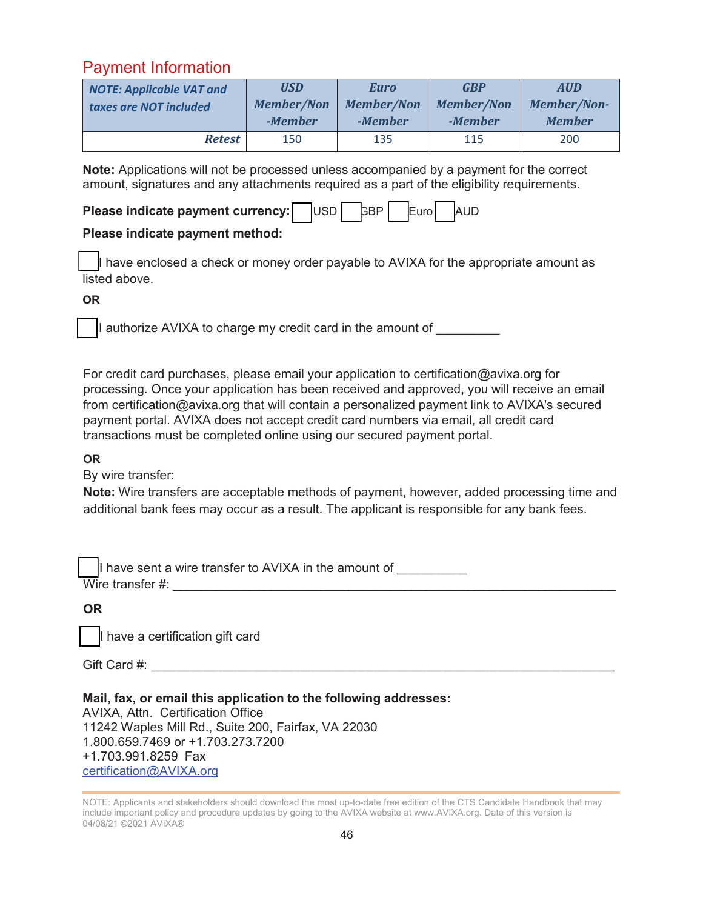## Payment Information

| *NOTE: Applicable VAT and taxes are NOT included* | *USD Member/Non-Member* | *Euro Member/Non-Member* | *GBP Member/Non-Member* | *AUD Member/Non-Member* |
|---|---|---|---|---|
| *Retest* | 150 | 135 | 115 | 200 |

**Note:** Applications will not be processed unless accompanied by a payment for the correct amount, signatures and any attachments required as a part of the eligibility requirements.

**Please indicate payment currency:** ☐ USD ☐ GBP ☐ Euro ☐ AUD

**Please indicate payment method:**

☐ I have enclosed a check or money order payable to AVIXA for the appropriate amount as listed above.

**OR**

☐ I authorize AVIXA to charge my credit card in the amount of _________

For credit card purchases, please email your application to certification@avixa.org for processing. Once your application has been received and approved, you will receive an email from certification@avixa.org that will contain a personalized payment link to AVIXA's secured payment portal. AVIXA does not accept credit card numbers via email, all credit card transactions must be completed online using our secured payment portal.

**OR**

By wire transfer:

**Note:** Wire transfers are acceptable methods of payment, however, added processing time and additional bank fees may occur as a result. The applicant is responsible for any bank fees.

☐ I have sent a wire transfer to AVIXA in the amount of __________

Wire transfer #: ____________________________________________________________

**OR**

☐ I have a certification gift card

Gift Card #: ________________________________________________________________

**Mail, fax, or email this application to the following addresses:**

AVIXA, Attn. Certification Office
11242 Waples Mill Rd., Suite 200, Fairfax, VA 22030
1.800.659.7469 or +1.703.273.7200
+1.703.991.8259 Fax
certification@AVIXA.org

NOTE: Applicants and stakeholders should download the most up-to-date free edition of the CTS Candidate Handbook that may include important policy and procedure updates by going to the AVIXA website at www.AVIXA.org. Date of this version is 04/08/21 ©2021 AVIXA®